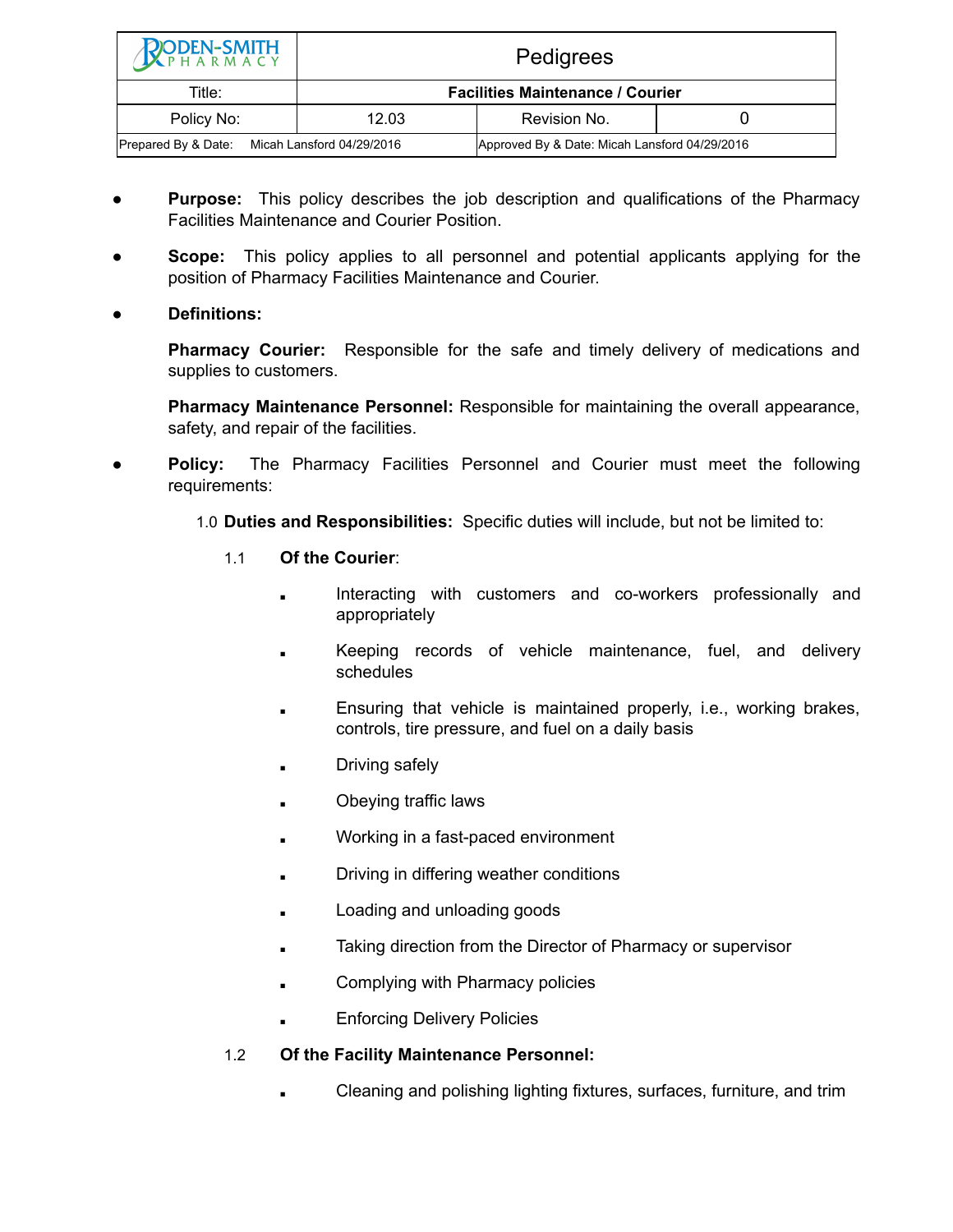| RODEN-SMITH PHARMACY | Pedigrees | | |
|---|---|---|---|
| Title: | **Facilities Maintenance / Courier** | | |
| Policy No: | 12.03 | Revision No. | 0 |
| Prepared By & Date: Micah Lansford 04/29/2016 | | Approved By & Date: Micah Lansford 04/29/2016 | |

- **Purpose:** This policy describes the job description and qualifications of the Pharmacy Facilities Maintenance and Courier Position.

- **Scope:** This policy applies to all personnel and potential applicants applying for the position of Pharmacy Facilities Maintenance and Courier.

- **Definitions:**

  **Pharmacy Courier:** Responsible for the safe and timely delivery of medications and supplies to customers.

  **Pharmacy Maintenance Personnel:** Responsible for maintaining the overall appearance, safety, and repair of the facilities.

- **Policy:** The Pharmacy Facilities Personnel and Courier must meet the following requirements:

  1.0 **Duties and Responsibilities:** Specific duties will include, but not be limited to:

  1.1 **Of the Courier**:

  - Interacting with customers and co-workers professionally and appropriately
  - Keeping records of vehicle maintenance, fuel, and delivery schedules
  - Ensuring that vehicle is maintained properly, i.e., working brakes, controls, tire pressure, and fuel on a daily basis
  - Driving safely
  - Obeying traffic laws
  - Working in a fast-paced environment
  - Driving in differing weather conditions
  - Loading and unloading goods
  - Taking direction from the Director of Pharmacy or supervisor
  - Complying with Pharmacy policies
  - Enforcing Delivery Policies

  1.2 **Of the Facility Maintenance Personnel:**

  - Cleaning and polishing lighting fixtures, surfaces, furniture, and trim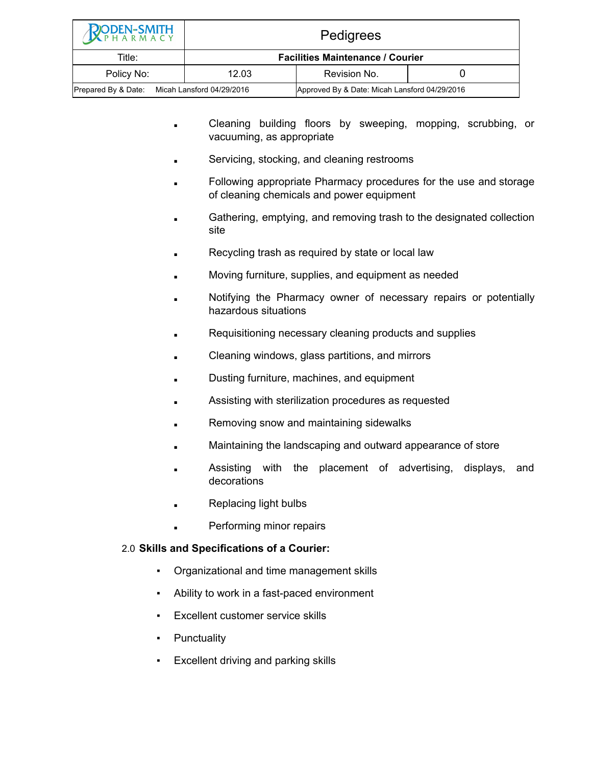- Cleaning building floors by sweeping, mopping, scrubbing, or vacuuming, as appropriate
- Servicing, stocking, and cleaning restrooms
- Following appropriate Pharmacy procedures for the use and storage of cleaning chemicals and power equipment
- Gathering, emptying, and removing trash to the designated collection site
- Recycling trash as required by state or local law
- Moving furniture, supplies, and equipment as needed
- Notifying the Pharmacy owner of necessary repairs or potentially hazardous situations
- Requisitioning necessary cleaning products and supplies
- Cleaning windows, glass partitions, and mirrors
- Dusting furniture, machines, and equipment
- Assisting with sterilization procedures as requested
- Removing snow and maintaining sidewalks
- Maintaining the landscaping and outward appearance of store
- Assisting with the placement of advertising, displays, and decorations
- Replacing light bulbs
- Performing minor repairs

2.0 **Skills and Specifications of a Courier:**

- Organizational and time management skills
- Ability to work in a fast-paced environment
- Excellent customer service skills
- Punctuality
- Excellent driving and parking skills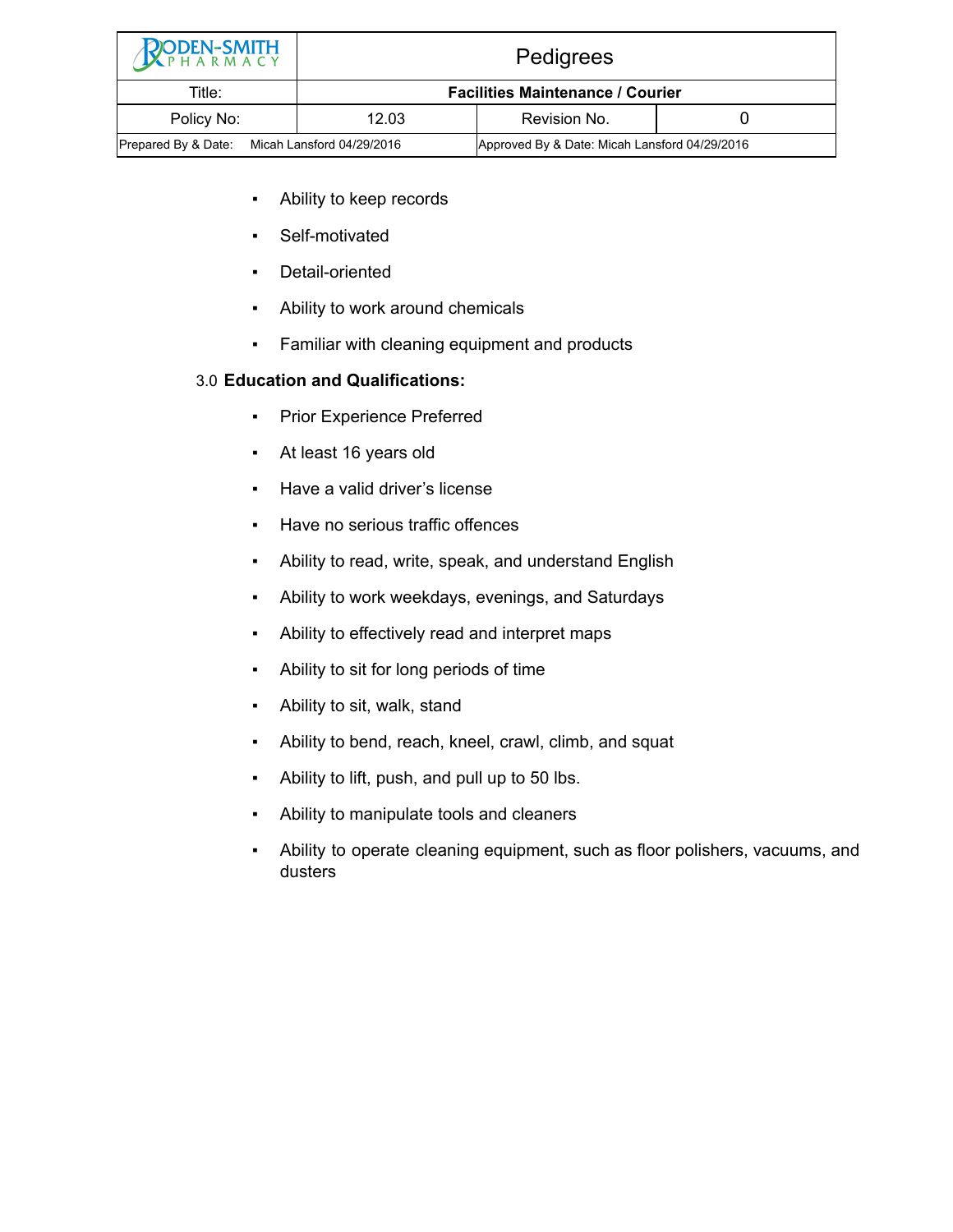- Ability to keep records
- Self-motivated
- Detail-oriented
- Ability to work around chemicals
- Familiar with cleaning equipment and products

3.0 **Education and Qualifications:**

- Prior Experience Preferred
- At least 16 years old
- Have a valid driver's license
- Have no serious traffic offences
- Ability to read, write, speak, and understand English
- Ability to work weekdays, evenings, and Saturdays
- Ability to effectively read and interpret maps
- Ability to sit for long periods of time
- Ability to sit, walk, stand
- Ability to bend, reach, kneel, crawl, climb, and squat
- Ability to lift, push, and pull up to 50 lbs.
- Ability to manipulate tools and cleaners
- Ability to operate cleaning equipment, such as floor polishers, vacuums, and dusters